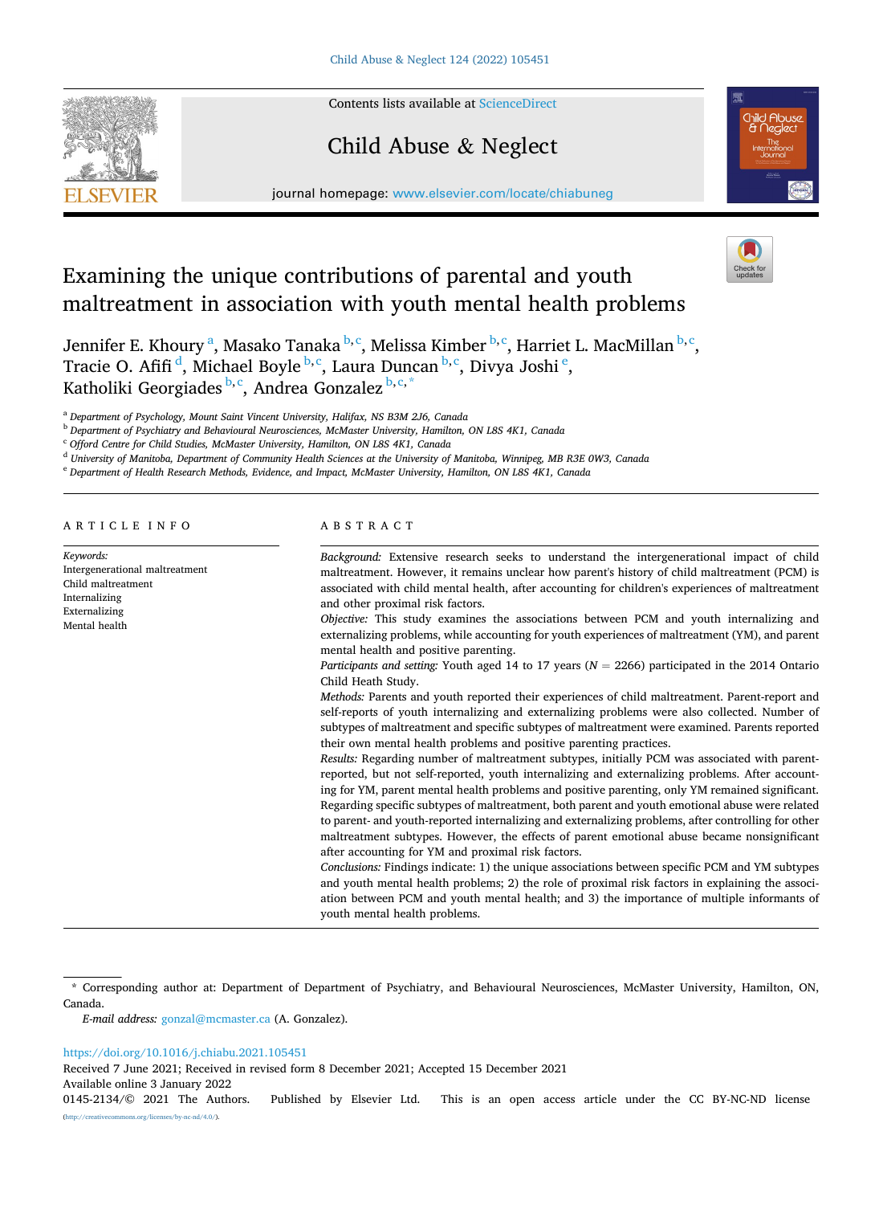# Examining the unique contributions of parental and youth maltreatment in association with youth mental health problems

Jennifer E. Khoury [a], Masako Tanaka [b,c], Melissa Kimber [b,c], Harriet L. MacMillan [b,c], Tracie O. Afifi [d], Michael Boyle [b,c], Laura Duncan [b,c], Divya Joshi [e], Katholiki Georgiades [b,c], Andrea Gonzalez [b,c,*]

[a] Department of Psychology, Mount Saint Vincent University, Halifax, NS B3M 2J6, Canada
[b] Department of Psychiatry and Behavioural Neurosciences, McMaster University, Hamilton, ON L8S 4K1, Canada
[c] Offord Centre for Child Studies, McMaster University, Hamilton, ON L8S 4K1, Canada
[d] University of Manitoba, Department of Community Health Sciences at the University of Manitoba, Winnipeg, MB R3E 0W3, Canada
[e] Department of Health Research Methods, Evidence, and Impact, McMaster University, Hamilton, ON L8S 4K1, Canada

## ARTICLE INFO

*Keywords:*
Intergenerational maltreatment
Child maltreatment
Internalizing
Externalizing
Mental health

## ABSTRACT

*Background:* Extensive research seeks to understand the intergenerational impact of child maltreatment. However, it remains unclear how parent's history of child maltreatment (PCM) is associated with child mental health, after accounting for children's experiences of maltreatment and other proximal risk factors.

*Objective:* This study examines the associations between PCM and youth internalizing and externalizing problems, while accounting for youth experiences of maltreatment (YM), and parent mental health and positive parenting.

*Participants and setting:* Youth aged 14 to 17 years ($N = 2266$) participated in the 2014 Ontario Child Heath Study.

*Methods:* Parents and youth reported their experiences of child maltreatment. Parent-report and self-reports of youth internalizing and externalizing problems were also collected. Number of subtypes of maltreatment and specific subtypes of maltreatment were examined. Parents reported their own mental health problems and positive parenting practices.

*Results:* Regarding number of maltreatment subtypes, initially PCM was associated with parent-reported, but not self-reported, youth internalizing and externalizing problems. After accounting for YM, parent mental health problems and positive parenting, only YM remained significant. Regarding specific subtypes of maltreatment, both parent and youth emotional abuse were related to parent- and youth-reported internalizing and externalizing problems, after controlling for other maltreatment subtypes. However, the effects of parent emotional abuse became nonsignificant after accounting for YM and proximal risk factors.

*Conclusions:* Findings indicate: 1) the unique associations between specific PCM and YM subtypes and youth mental health problems; 2) the role of proximal risk factors in explaining the association between PCM and youth mental health; and 3) the importance of multiple informants of youth mental health problems.

---

\* Corresponding author at: Department of Department of Psychiatry, and Behavioural Neurosciences, McMaster University, Hamilton, ON, Canada.

*E-mail address:* gonzal@mcmaster.ca (A. Gonzalez).

https://doi.org/10.1016/j.chiabu.2021.105451
Received 7 June 2021; Received in revised form 8 December 2021; Accepted 15 December 2021
Available online 3 January 2022
0145-2134/© 2021 The Authors. Published by Elsevier Ltd. This is an open access article under the CC BY-NC-ND license (http://creativecommons.org/licenses/by-nc-nd/4.0/).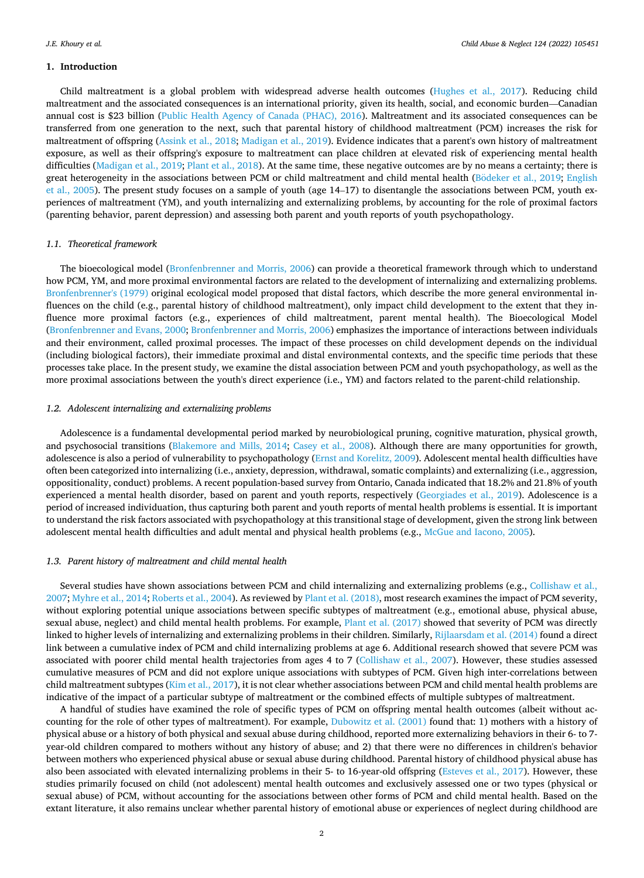## 1. Introduction

Child maltreatment is a global problem with widespread adverse health outcomes (Hughes et al., 2017). Reducing child maltreatment and the associated consequences is an international priority, given its health, social, and economic burden—Canadian annual cost is $23 billion (Public Health Agency of Canada (PHAC), 2016). Maltreatment and its associated consequences can be transferred from one generation to the next, such that parental history of childhood maltreatment (PCM) increases the risk for maltreatment of offspring (Assink et al., 2018; Madigan et al., 2019). Evidence indicates that a parent's own history of maltreatment exposure, as well as their offspring's exposure to maltreatment can place children at elevated risk of experiencing mental health difficulties (Madigan et al., 2019; Plant et al., 2018). At the same time, these negative outcomes are by no means a certainty; there is great heterogeneity in the associations between PCM or child maltreatment and child mental health (Bödeker et al., 2019; English et al., 2005). The present study focuses on a sample of youth (age 14–17) to disentangle the associations between PCM, youth experiences of maltreatment (YM), and youth internalizing and externalizing problems, by accounting for the role of proximal factors (parenting behavior, parent depression) and assessing both parent and youth reports of youth psychopathology.

### 1.1. Theoretical framework

The bioecological model (Bronfenbrenner and Morris, 2006) can provide a theoretical framework through which to understand how PCM, YM, and more proximal environmental factors are related to the development of internalizing and externalizing problems. Bronfenbrenner's (1979) original ecological model proposed that distal factors, which describe the more general environmental influences on the child (e.g., parental history of childhood maltreatment), only impact child development to the extent that they influence more proximal factors (e.g., experiences of child maltreatment, parent mental health). The Bioecological Model (Bronfenbrenner and Evans, 2000; Bronfenbrenner and Morris, 2006) emphasizes the importance of interactions between individuals and their environment, called proximal processes. The impact of these processes on child development depends on the individual (including biological factors), their immediate proximal and distal environmental contexts, and the specific time periods that these processes take place. In the present study, we examine the distal association between PCM and youth psychopathology, as well as the more proximal associations between the youth's direct experience (i.e., YM) and factors related to the parent-child relationship.

### 1.2. Adolescent internalizing and externalizing problems

Adolescence is a fundamental developmental period marked by neurobiological pruning, cognitive maturation, physical growth, and psychosocial transitions (Blakemore and Mills, 2014; Casey et al., 2008). Although there are many opportunities for growth, adolescence is also a period of vulnerability to psychopathology (Ernst and Korelitz, 2009). Adolescent mental health difficulties have often been categorized into internalizing (i.e., anxiety, depression, withdrawal, somatic complaints) and externalizing (i.e., aggression, oppositionality, conduct) problems. A recent population-based survey from Ontario, Canada indicated that 18.2% and 21.8% of youth experienced a mental health disorder, based on parent and youth reports, respectively (Georgiades et al., 2019). Adolescence is a period of increased individuation, thus capturing both parent and youth reports of mental health problems is essential. It is important to understand the risk factors associated with psychopathology at this transitional stage of development, given the strong link between adolescent mental health difficulties and adult mental and physical health problems (e.g., McGue and Iacono, 2005).

### 1.3. Parent history of maltreatment and child mental health

Several studies have shown associations between PCM and child internalizing and externalizing problems (e.g., Collishaw et al., 2007; Myhre et al., 2014; Roberts et al., 2004). As reviewed by Plant et al. (2018), most research examines the impact of PCM severity, without exploring potential unique associations between specific subtypes of maltreatment (e.g., emotional abuse, physical abuse, sexual abuse, neglect) and child mental health problems. For example, Plant et al. (2017) showed that severity of PCM was directly linked to higher levels of internalizing and externalizing problems in their children. Similarly, Rijlaarsdam et al. (2014) found a direct link between a cumulative index of PCM and child internalizing problems at age 6. Additional research showed that severe PCM was associated with poorer child mental health trajectories from ages 4 to 7 (Collishaw et al., 2007). However, these studies assessed cumulative measures of PCM and did not explore unique associations with subtypes of PCM. Given high inter-correlations between child maltreatment subtypes (Kim et al., 2017), it is not clear whether associations between PCM and child mental health problems are indicative of the impact of a particular subtype of maltreatment or the combined effects of multiple subtypes of maltreatment.

A handful of studies have examined the role of specific types of PCM on offspring mental health outcomes (albeit without accounting for the role of other types of maltreatment). For example, Dubowitz et al. (2001) found that: 1) mothers with a history of physical abuse or a history of both physical and sexual abuse during childhood, reported more externalizing behaviors in their 6- to 7-year-old children compared to mothers without any history of abuse; and 2) that there were no differences in children's behavior between mothers who experienced physical abuse or sexual abuse during childhood. Parental history of childhood physical abuse has also been associated with elevated internalizing problems in their 5- to 16-year-old offspring (Esteves et al., 2017). However, these studies primarily focused on child (not adolescent) mental health outcomes and exclusively assessed one or two types (physical or sexual abuse) of PCM, without accounting for the associations between other forms of PCM and child mental health. Based on the extant literature, it also remains unclear whether parental history of emotional abuse or experiences of neglect during childhood are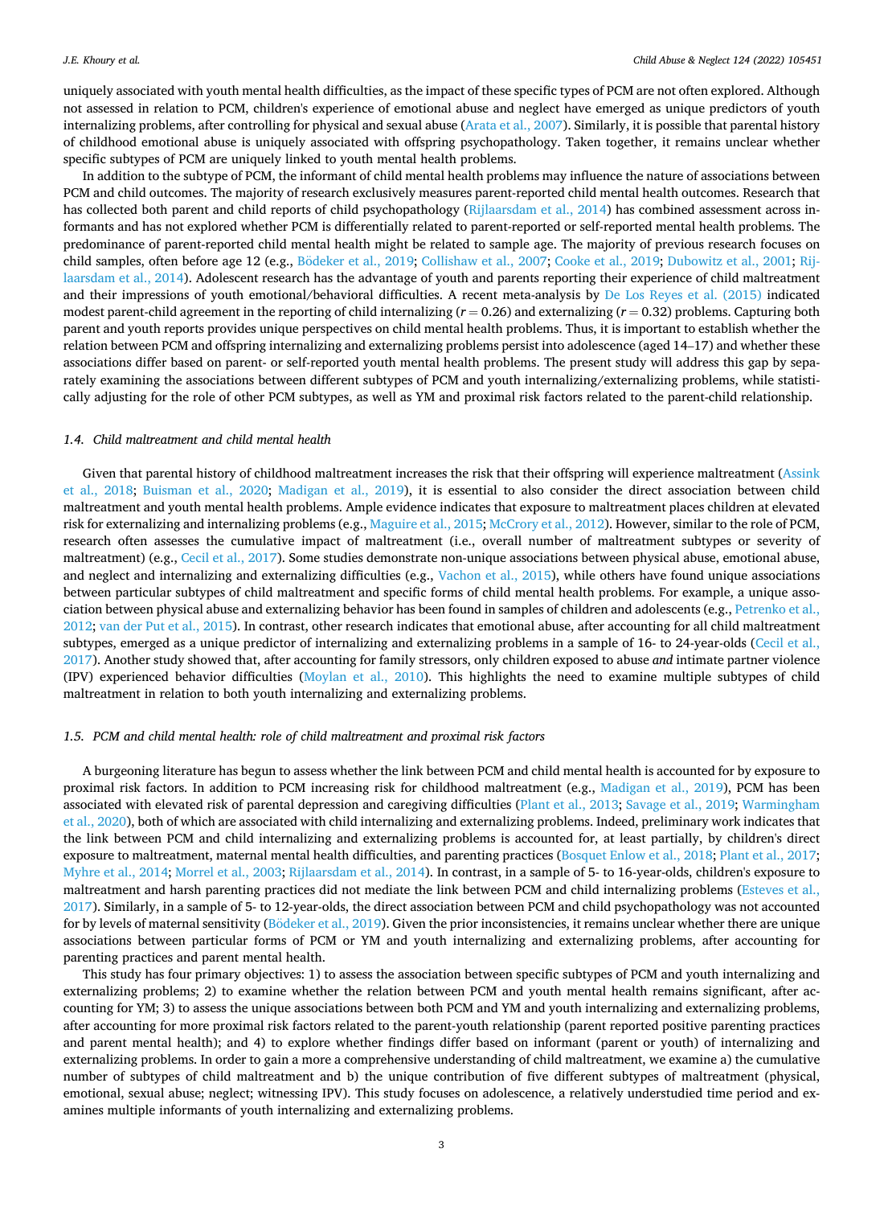uniquely associated with youth mental health difficulties, as the impact of these specific types of PCM are not often explored. Although not assessed in relation to PCM, children's experience of emotional abuse and neglect have emerged as unique predictors of youth internalizing problems, after controlling for physical and sexual abuse (Arata et al., 2007). Similarly, it is possible that parental history of childhood emotional abuse is uniquely associated with offspring psychopathology. Taken together, it remains unclear whether specific subtypes of PCM are uniquely linked to youth mental health problems.

In addition to the subtype of PCM, the informant of child mental health problems may influence the nature of associations between PCM and child outcomes. The majority of research exclusively measures parent-reported child mental health outcomes. Research that has collected both parent and child reports of child psychopathology (Rijlaarsdam et al., 2014) has combined assessment across informants and has not explored whether PCM is differentially related to parent-reported or self-reported mental health problems. The predominance of parent-reported child mental health might be related to sample age. The majority of previous research focuses on child samples, often before age 12 (e.g., Bödeker et al., 2019; Collishaw et al., 2007; Cooke et al., 2019; Dubowitz et al., 2001; Rijlaarsdam et al., 2014). Adolescent research has the advantage of youth and parents reporting their experience of child maltreatment and their impressions of youth emotional/behavioral difficulties. A recent meta-analysis by De Los Reyes et al. (2015) indicated modest parent-child agreement in the reporting of child internalizing ($r = 0.26$) and externalizing ($r = 0.32$) problems. Capturing both parent and youth reports provides unique perspectives on child mental health problems. Thus, it is important to establish whether the relation between PCM and offspring internalizing and externalizing problems persist into adolescence (aged 14–17) and whether these associations differ based on parent- or self-reported youth mental health problems. The present study will address this gap by separately examining the associations between different subtypes of PCM and youth internalizing/externalizing problems, while statistically adjusting for the role of other PCM subtypes, as well as YM and proximal risk factors related to the parent-child relationship.

### 1.4. Child maltreatment and child mental health

Given that parental history of childhood maltreatment increases the risk that their offspring will experience maltreatment (Assink et al., 2018; Buisman et al., 2020; Madigan et al., 2019), it is essential to also consider the direct association between child maltreatment and youth mental health problems. Ample evidence indicates that exposure to maltreatment places children at elevated risk for externalizing and internalizing problems (e.g., Maguire et al., 2015; McCrory et al., 2012). However, similar to the role of PCM, research often assesses the cumulative impact of maltreatment (i.e., overall number of maltreatment subtypes or severity of maltreatment) (e.g., Cecil et al., 2017). Some studies demonstrate non-unique associations between physical abuse, emotional abuse, and neglect and internalizing and externalizing difficulties (e.g., Vachon et al., 2015), while others have found unique associations between particular subtypes of child maltreatment and specific forms of child mental health problems. For example, a unique association between physical abuse and externalizing behavior has been found in samples of children and adolescents (e.g., Petrenko et al., 2012; van der Put et al., 2015). In contrast, other research indicates that emotional abuse, after accounting for all child maltreatment subtypes, emerged as a unique predictor of internalizing and externalizing problems in a sample of 16- to 24-year-olds (Cecil et al., 2017). Another study showed that, after accounting for family stressors, only children exposed to abuse *and* intimate partner violence (IPV) experienced behavior difficulties (Moylan et al., 2010). This highlights the need to examine multiple subtypes of child maltreatment in relation to both youth internalizing and externalizing problems.

### 1.5. PCM and child mental health: role of child maltreatment and proximal risk factors

A burgeoning literature has begun to assess whether the link between PCM and child mental health is accounted for by exposure to proximal risk factors. In addition to PCM increasing risk for childhood maltreatment (e.g., Madigan et al., 2019), PCM has been associated with elevated risk of parental depression and caregiving difficulties (Plant et al., 2013; Savage et al., 2019; Warmingham et al., 2020), both of which are associated with child internalizing and externalizing problems. Indeed, preliminary work indicates that the link between PCM and child internalizing and externalizing problems is accounted for, at least partially, by children's direct exposure to maltreatment, maternal mental health difficulties, and parenting practices (Bosquet Enlow et al., 2018; Plant et al., 2017; Myhre et al., 2014; Morrel et al., 2003; Rijlaarsdam et al., 2014). In contrast, in a sample of 5- to 16-year-olds, children's exposure to maltreatment and harsh parenting practices did not mediate the link between PCM and child internalizing problems (Esteves et al., 2017). Similarly, in a sample of 5- to 12-year-olds, the direct association between PCM and child psychopathology was not accounted for by levels of maternal sensitivity (Bödeker et al., 2019). Given the prior inconsistencies, it remains unclear whether there are unique associations between particular forms of PCM or YM and youth internalizing and externalizing problems, after accounting for parenting practices and parent mental health.

This study has four primary objectives: 1) to assess the association between specific subtypes of PCM and youth internalizing and externalizing problems; 2) to examine whether the relation between PCM and youth mental health remains significant, after accounting for YM; 3) to assess the unique associations between both PCM and YM and youth internalizing and externalizing problems, after accounting for more proximal risk factors related to the parent-youth relationship (parent reported positive parenting practices and parent mental health); and 4) to explore whether findings differ based on informant (parent or youth) of internalizing and externalizing problems. In order to gain a more a comprehensive understanding of child maltreatment, we examine a) the cumulative number of subtypes of child maltreatment and b) the unique contribution of five different subtypes of maltreatment (physical, emotional, sexual abuse; neglect; witnessing IPV). This study focuses on adolescence, a relatively understudied time period and examines multiple informants of youth internalizing and externalizing problems.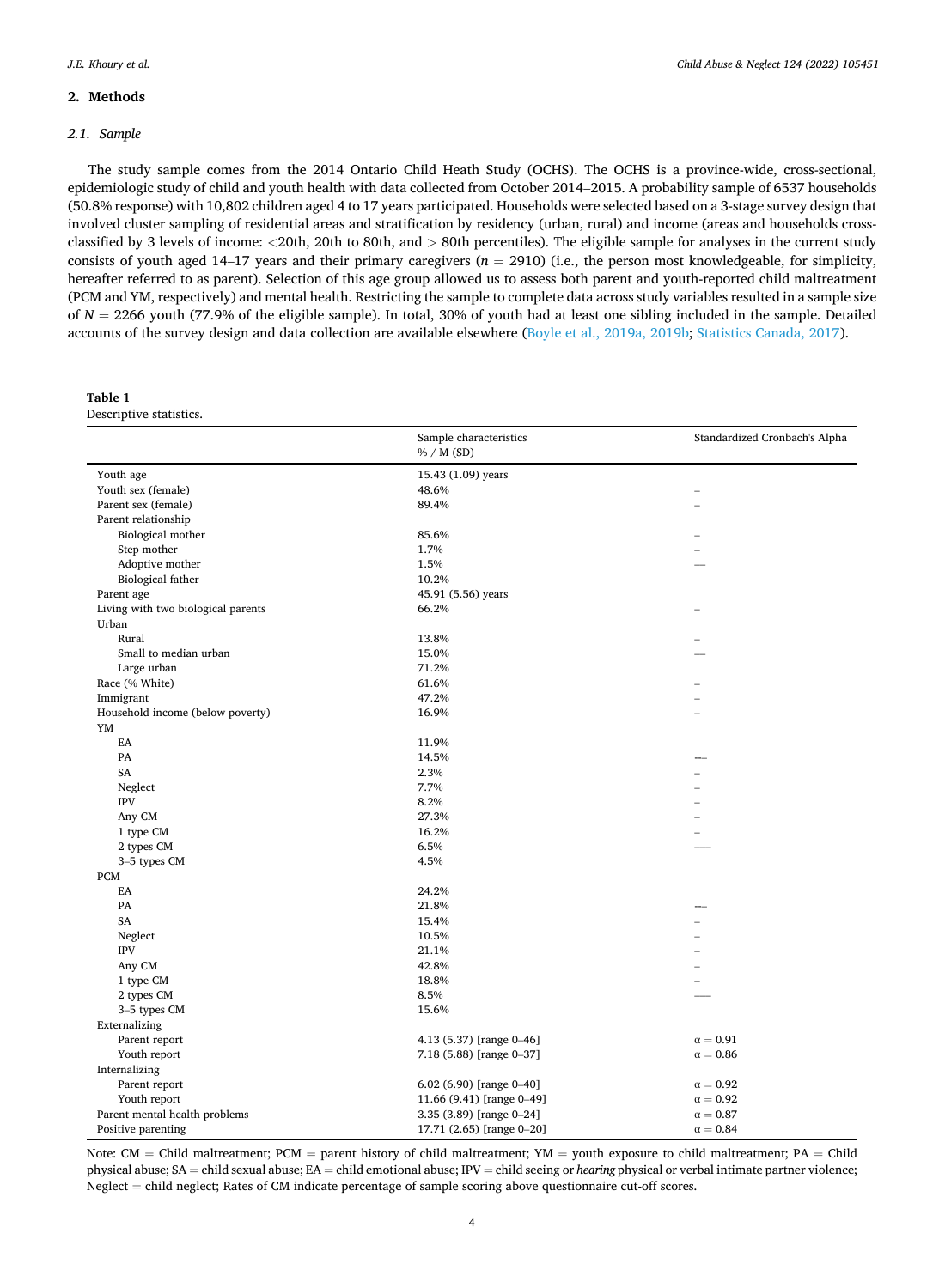## 2. Methods

### 2.1. Sample

The study sample comes from the 2014 Ontario Child Heath Study (OCHS). The OCHS is a province-wide, cross-sectional, epidemiologic study of child and youth health with data collected from October 2014–2015. A probability sample of 6537 households (50.8% response) with 10,802 children aged 4 to 17 years participated. Households were selected based on a 3-stage survey design that involved cluster sampling of residential areas and stratification by residency (urban, rural) and income (areas and households cross-classified by 3 levels of income: <20th, 20th to 80th, and > 80th percentiles). The eligible sample for analyses in the current study consists of youth aged 14–17 years and their primary caregivers ($n = 2910$) (i.e., the person most knowledgeable, for simplicity, hereafter referred to as parent). Selection of this age group allowed us to assess both parent and youth-reported child maltreatment (PCM and YM, respectively) and mental health. Restricting the sample to complete data across study variables resulted in a sample size of $N = 2266$ youth (77.9% of the eligible sample). In total, 30% of youth had at least one sibling included in the sample. Detailed accounts of the survey design and data collection are available elsewhere (Boyle et al., 2019a, 2019b; Statistics Canada, 2017).

**Table 1**
Descriptive statistics.

| | Sample characteristics % / M (SD) | Standardized Cronbach's Alpha |
|---|---|---|
| Youth age | 15.43 (1.09) years | |
| Youth sex (female) | 48.6% | – |
| Parent sex (female) | 89.4% | – |
| Parent relationship | | |
| Biological mother | 85.6% | – |
| Step mother | 1.7% | – |
| Adoptive mother | 1.5% | — |
| Biological father | 10.2% | |
| Parent age | 45.91 (5.56) years | |
| Living with two biological parents | 66.2% | – |
| Urban | | |
| Rural | 13.8% | – |
| Small to median urban | 15.0% | — |
| Large urban | 71.2% | |
| Race (% White) | 61.6% | – |
| Immigrant | 47.2% | – |
| Household income (below poverty) | 16.9% | – |
| YM | | |
| EA | 11.9% | |
| PA | 14.5% | --- |
| SA | 2.3% | – |
| Neglect | 7.7% | – |
| IPV | 8.2% | – |
| Any CM | 27.3% | – |
| 1 type CM | 16.2% | – |
| 2 types CM | 6.5% | —— |
| 3–5 types CM | 4.5% | |
| PCM | | |
| EA | 24.2% | |
| PA | 21.8% | --- |
| SA | 15.4% | – |
| Neglect | 10.5% | – |
| IPV | 21.1% | – |
| Any CM | 42.8% | – |
| 1 type CM | 18.8% | – |
| 2 types CM | 8.5% | —— |
| 3–5 types CM | 15.6% | |
| Externalizing | | |
| Parent report | 4.13 (5.37) [range 0–46] | α = 0.91 |
| Youth report | 7.18 (5.88) [range 0–37] | α = 0.86 |
| Internalizing | | |
| Parent report | 6.02 (6.90) [range 0–40] | α = 0.92 |
| Youth report | 11.66 (9.41) [range 0–49] | α = 0.92 |
| Parent mental health problems | 3.35 (3.89) [range 0–24] | α = 0.87 |
| Positive parenting | 17.71 (2.65) [range 0–20] | α = 0.84 |

Note: CM = Child maltreatment; PCM = parent history of child maltreatment; YM = youth exposure to child maltreatment; PA = Child physical abuse; SA = child sexual abuse; EA = child emotional abuse; IPV = child seeing or *hearing* physical or verbal intimate partner violence; Neglect = child neglect; Rates of CM indicate percentage of sample scoring above questionnaire cut-off scores.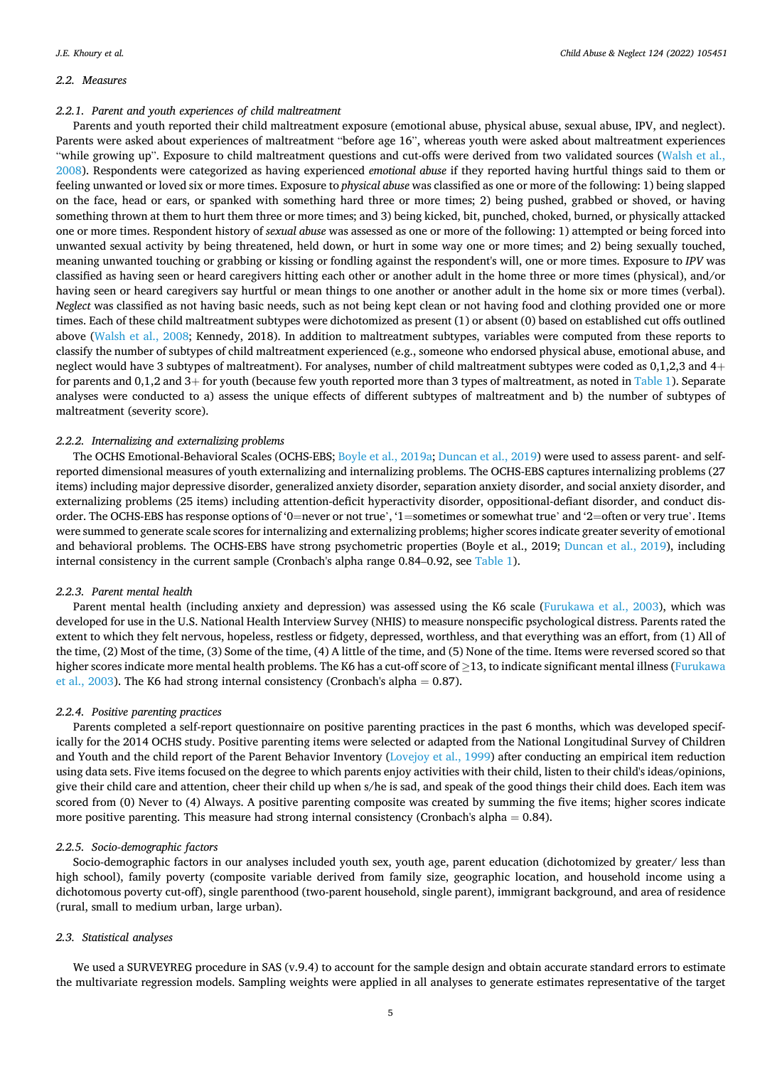### 2.2. Measures

#### 2.2.1. Parent and youth experiences of child maltreatment

Parents and youth reported their child maltreatment exposure (emotional abuse, physical abuse, sexual abuse, IPV, and neglect). Parents were asked about experiences of maltreatment "before age 16", whereas youth were asked about maltreatment experiences "while growing up". Exposure to child maltreatment questions and cut-offs were derived from two validated sources (Walsh et al., 2008). Respondents were categorized as having experienced *emotional abuse* if they reported having hurtful things said to them or feeling unwanted or loved six or more times. Exposure to *physical abuse* was classified as one or more of the following: 1) being slapped on the face, head or ears, or spanked with something hard three or more times; 2) being pushed, grabbed or shoved, or having something thrown at them to hurt them three or more times; and 3) being kicked, bit, punched, choked, burned, or physically attacked one or more times. Respondent history of *sexual abuse* was assessed as one or more of the following: 1) attempted or being forced into unwanted sexual activity by being threatened, held down, or hurt in some way one or more times; and 2) being sexually touched, meaning unwanted touching or grabbing or kissing or fondling against the respondent's will, one or more times. Exposure to *IPV* was classified as having seen or heard caregivers hitting each other or another adult in the home three or more times (physical), and/or having seen or heard caregivers say hurtful or mean things to one another or another adult in the home six or more times (verbal). *Neglect* was classified as not having basic needs, such as not being kept clean or not having food and clothing provided one or more times. Each of these child maltreatment subtypes were dichotomized as present (1) or absent (0) based on established cut offs outlined above (Walsh et al., 2008; Kennedy, 2018). In addition to maltreatment subtypes, variables were computed from these reports to classify the number of subtypes of child maltreatment experienced (e.g., someone who endorsed physical abuse, emotional abuse, and neglect would have 3 subtypes of maltreatment). For analyses, number of child maltreatment subtypes were coded as 0,1,2,3 and 4+ for parents and 0,1,2 and 3+ for youth (because few youth reported more than 3 types of maltreatment, as noted in Table 1). Separate analyses were conducted to a) assess the unique effects of different subtypes of maltreatment and b) the number of subtypes of maltreatment (severity score).

#### 2.2.2. Internalizing and externalizing problems

The OCHS Emotional-Behavioral Scales (OCHS-EBS; Boyle et al., 2019a; Duncan et al., 2019) were used to assess parent- and self-reported dimensional measures of youth externalizing and internalizing problems. The OCHS-EBS captures internalizing problems (27 items) including major depressive disorder, generalized anxiety disorder, separation anxiety disorder, and social anxiety disorder, and externalizing problems (25 items) including attention-deficit hyperactivity disorder, oppositional-defiant disorder, and conduct disorder. The OCHS-EBS has response options of '0=never or not true', '1=sometimes or somewhat true' and '2=often or very true'. Items were summed to generate scale scores for internalizing and externalizing problems; higher scores indicate greater severity of emotional and behavioral problems. The OCHS-EBS have strong psychometric properties (Boyle et al., 2019; Duncan et al., 2019), including internal consistency in the current sample (Cronbach's alpha range 0.84–0.92, see Table 1).

#### 2.2.3. Parent mental health

Parent mental health (including anxiety and depression) was assessed using the K6 scale (Furukawa et al., 2003), which was developed for use in the U.S. National Health Interview Survey (NHIS) to measure nonspecific psychological distress. Parents rated the extent to which they felt nervous, hopeless, restless or fidgety, depressed, worthless, and that everything was an effort, from (1) All of the time, (2) Most of the time, (3) Some of the time, (4) A little of the time, and (5) None of the time. Items were reversed scored so that higher scores indicate more mental health problems. The K6 has a cut-off score of $\geq 13$, to indicate significant mental illness (Furukawa et al., 2003). The K6 had strong internal consistency (Cronbach's alpha = 0.87).

#### 2.2.4. Positive parenting practices

Parents completed a self-report questionnaire on positive parenting practices in the past 6 months, which was developed specifically for the 2014 OCHS study. Positive parenting items were selected or adapted from the National Longitudinal Survey of Children and Youth and the child report of the Parent Behavior Inventory (Lovejoy et al., 1999) after conducting an empirical item reduction using data sets. Five items focused on the degree to which parents enjoy activities with their child, listen to their child's ideas/opinions, give their child care and attention, cheer their child up when s/he is sad, and speak of the good things their child does. Each item was scored from (0) Never to (4) Always. A positive parenting composite was created by summing the five items; higher scores indicate more positive parenting. This measure had strong internal consistency (Cronbach's alpha = 0.84).

#### 2.2.5. Socio-demographic factors

Socio-demographic factors in our analyses included youth sex, youth age, parent education (dichotomized by greater/ less than high school), family poverty (composite variable derived from family size, geographic location, and household income using a dichotomous poverty cut-off), single parenthood (two-parent household, single parent), immigrant background, and area of residence (rural, small to medium urban, large urban).

### 2.3. Statistical analyses

We used a SURVEYREG procedure in SAS (v.9.4) to account for the sample design and obtain accurate standard errors to estimate the multivariate regression models. Sampling weights were applied in all analyses to generate estimates representative of the target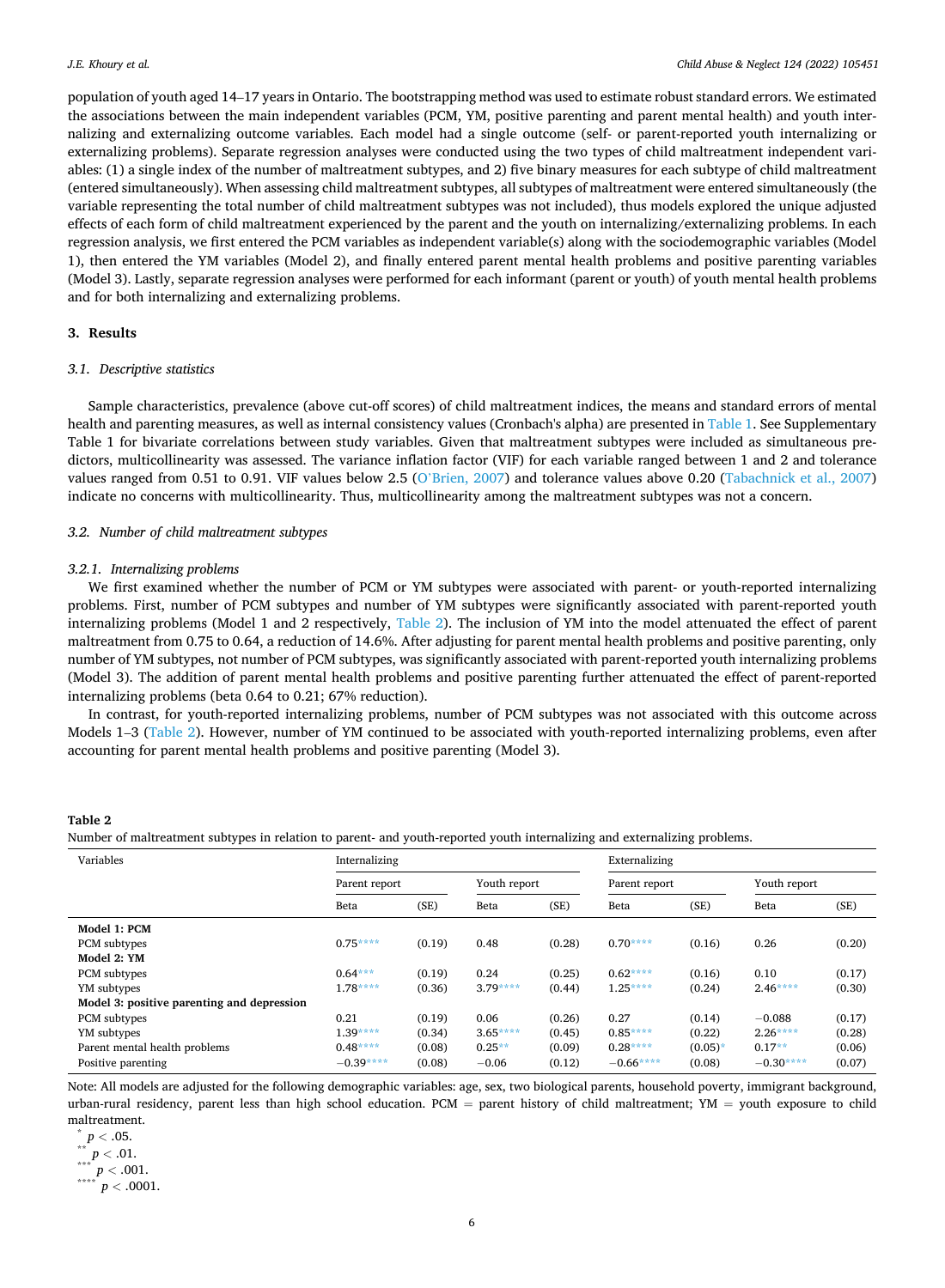population of youth aged 14–17 years in Ontario. The bootstrapping method was used to estimate robust standard errors. We estimated the associations between the main independent variables (PCM, YM, positive parenting and parent mental health) and youth internalizing and externalizing outcome variables. Each model had a single outcome (self- or parent-reported youth internalizing or externalizing problems). Separate regression analyses were conducted using the two types of child maltreatment independent variables: (1) a single index of the number of maltreatment subtypes, and 2) five binary measures for each subtype of child maltreatment (entered simultaneously). When assessing child maltreatment subtypes, all subtypes of maltreatment were entered simultaneously (the variable representing the total number of child maltreatment subtypes was not included), thus models explored the unique adjusted effects of each form of child maltreatment experienced by the parent and the youth on internalizing/externalizing problems. In each regression analysis, we first entered the PCM variables as independent variable(s) along with the sociodemographic variables (Model 1), then entered the YM variables (Model 2), and finally entered parent mental health problems and positive parenting variables (Model 3). Lastly, separate regression analyses were performed for each informant (parent or youth) of youth mental health problems and for both internalizing and externalizing problems.

## 3. Results

### 3.1. Descriptive statistics

Sample characteristics, prevalence (above cut-off scores) of child maltreatment indices, the means and standard errors of mental health and parenting measures, as well as internal consistency values (Cronbach's alpha) are presented in Table 1. See Supplementary Table 1 for bivariate correlations between study variables. Given that maltreatment subtypes were included as simultaneous predictors, multicollinearity was assessed. The variance inflation factor (VIF) for each variable ranged between 1 and 2 and tolerance values ranged from 0.51 to 0.91. VIF values below 2.5 (O'Brien, 2007) and tolerance values above 0.20 (Tabachnick et al., 2007) indicate no concerns with multicollinearity. Thus, multicollinearity among the maltreatment subtypes was not a concern.

### 3.2. Number of child maltreatment subtypes

#### 3.2.1. Internalizing problems

We first examined whether the number of PCM or YM subtypes were associated with parent- or youth-reported internalizing problems. First, number of PCM subtypes and number of YM subtypes were significantly associated with parent-reported youth internalizing problems (Model 1 and 2 respectively, Table 2). The inclusion of YM into the model attenuated the effect of parent maltreatment from 0.75 to 0.64, a reduction of 14.6%. After adjusting for parent mental health problems and positive parenting, only number of YM subtypes, not number of PCM subtypes, was significantly associated with parent-reported youth internalizing problems (Model 3). The addition of parent mental health problems and positive parenting further attenuated the effect of parent-reported internalizing problems (beta 0.64 to 0.21; 67% reduction).

In contrast, for youth-reported internalizing problems, number of PCM subtypes was not associated with this outcome across Models 1–3 (Table 2). However, number of YM continued to be associated with youth-reported internalizing problems, even after accounting for parent mental health problems and positive parenting (Model 3).

**Table 2**
Number of maltreatment subtypes in relation to parent- and youth-reported youth internalizing and externalizing problems.

| Variables | Internalizing | | | | Externalizing | | | |
|---|---|---|---|---|---|---|---|---|
| | Parent report | | Youth report | | Parent report | | Youth report | |
| | Beta | (SE) | Beta | (SE) | Beta | (SE) | Beta | (SE) |
| **Model 1: PCM** | | | | | | | | |
| PCM subtypes | 0.75**** | (0.19) | 0.48 | (0.28) | 0.70**** | (0.16) | 0.26 | (0.20) |
| **Model 2: YM** | | | | | | | | |
| PCM subtypes | 0.64*** | (0.19) | 0.24 | (0.25) | 0.62**** | (0.16) | 0.10 | (0.17) |
| YM subtypes | 1.78**** | (0.36) | 3.79**** | (0.44) | 1.25**** | (0.24) | 2.46**** | (0.30) |
| **Model 3: positive parenting and depression** | | | | | | | | |
| PCM subtypes | 0.21 | (0.19) | 0.06 | (0.26) | 0.27 | (0.14) | −0.088 | (0.17) |
| YM subtypes | 1.39**** | (0.34) | 3.65**** | (0.45) | 0.85**** | (0.22) | 2.26**** | (0.28) |
| Parent mental health problems | 0.48**** | (0.08) | 0.25** | (0.09) | 0.28**** | (0.05)* | 0.17** | (0.06) |
| Positive parenting | −0.39**** | (0.08) | −0.06 | (0.12) | −0.66**** | (0.08) | −0.30**** | (0.07) |

Note: All models are adjusted for the following demographic variables: age, sex, two biological parents, household poverty, immigrant background, urban-rural residency, parent less than high school education. PCM = parent history of child maltreatment; YM = youth exposure to child maltreatment.

\* $p < .05$.
\*\* $p < .01$.
\*\*\* $p < .001$.
\*\*\*\* $p < .0001$.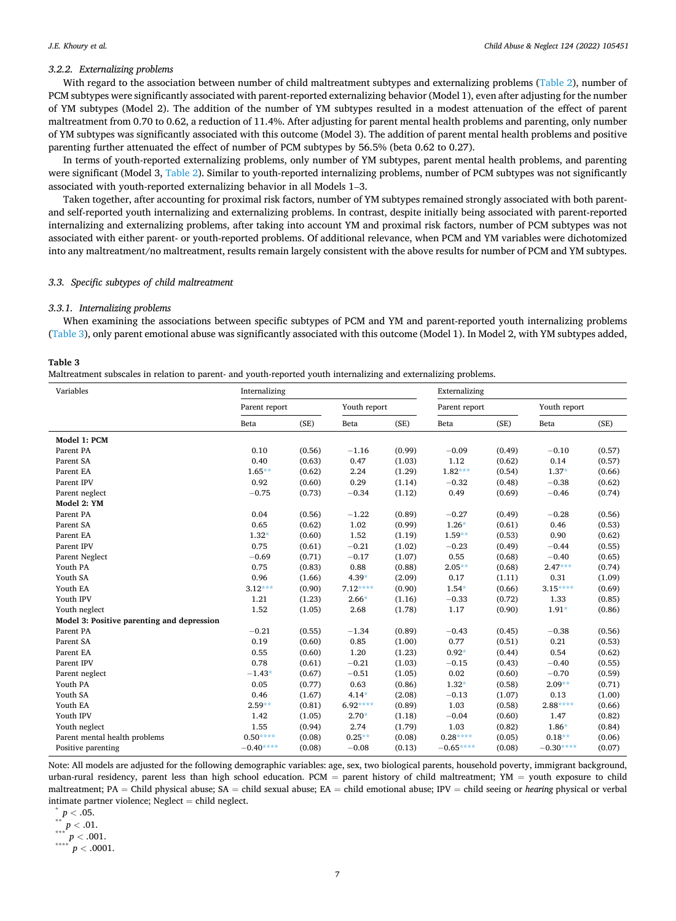#### 3.2.2. Externalizing problems

With regard to the association between number of child maltreatment subtypes and externalizing problems (Table 2), number of PCM subtypes were significantly associated with parent-reported externalizing behavior (Model 1), even after adjusting for the number of YM subtypes (Model 2). The addition of the number of YM subtypes resulted in a modest attenuation of the effect of parent maltreatment from 0.70 to 0.62, a reduction of 11.4%. After adjusting for parent mental health problems and parenting, only number of YM subtypes was significantly associated with this outcome (Model 3). The addition of parent mental health problems and positive parenting further attenuated the effect of number of PCM subtypes by 56.5% (beta 0.62 to 0.27).

In terms of youth-reported externalizing problems, only number of YM subtypes, parent mental health problems, and parenting were significant (Model 3, Table 2). Similar to youth-reported internalizing problems, number of PCM subtypes was not significantly associated with youth-reported externalizing behavior in all Models 1–3.

Taken together, after accounting for proximal risk factors, number of YM subtypes remained strongly associated with both parent- and self-reported youth internalizing and externalizing problems. In contrast, despite initially being associated with parent-reported internalizing and externalizing problems, after taking into account YM and proximal risk factors, number of PCM subtypes was not associated with either parent- or youth-reported problems. Of additional relevance, when PCM and YM variables were dichotomized into any maltreatment/no maltreatment, results remain largely consistent with the above results for number of PCM and YM subtypes.

### 3.3. Specific subtypes of child maltreatment

#### 3.3.1. Internalizing problems

When examining the associations between specific subtypes of PCM and YM and parent-reported youth internalizing problems (Table 3), only parent emotional abuse was significantly associated with this outcome (Model 1). In Model 2, with YM subtypes added,

**Table 3**
Maltreatment subscales in relation to parent- and youth-reported youth internalizing and externalizing problems.

| Variables | Internalizing | | | | Externalizing | | | |
|---|---|---|---|---|---|---|---|---|
| | Parent report | | Youth report | | Parent report | | Youth report | |
| | Beta | (SE) | Beta | (SE) | Beta | (SE) | Beta | (SE) |
| **Model 1: PCM** | | | | | | | | |
| Parent PA | 0.10 | (0.56) | −1.16 | (0.99) | −0.09 | (0.49) | −0.10 | (0.57) |
| Parent SA | 0.40 | (0.63) | 0.47 | (1.03) | 1.12 | (0.62) | 0.14 | (0.57) |
| Parent EA | 1.65** | (0.62) | 2.24 | (1.29) | 1.82*** | (0.54) | 1.37* | (0.66) |
| Parent IPV | 0.92 | (0.60) | 0.29 | (1.14) | −0.32 | (0.48) | −0.38 | (0.62) |
| Parent neglect | −0.75 | (0.73) | −0.34 | (1.12) | 0.49 | (0.69) | −0.46 | (0.74) |
| **Model 2: YM** | | | | | | | | |
| Parent PA | 0.04 | (0.56) | −1.22 | (0.89) | −0.27 | (0.49) | −0.28 | (0.56) |
| Parent SA | 0.65 | (0.62) | 1.02 | (0.99) | 1.26* | (0.61) | 0.46 | (0.53) |
| Parent EA | 1.32* | (0.60) | 1.52 | (1.19) | 1.59** | (0.53) | 0.90 | (0.62) |
| Parent IPV | 0.75 | (0.61) | −0.21 | (1.02) | −0.23 | (0.49) | −0.44 | (0.55) |
| Parent Neglect | −0.69 | (0.71) | −0.17 | (1.07) | 0.55 | (0.68) | −0.40 | (0.65) |
| Youth PA | 0.75 | (0.83) | 0.88 | (0.88) | 2.05** | (0.68) | 2.47*** | (0.74) |
| Youth SA | 0.96 | (1.66) | 4.39* | (2.09) | 0.17 | (1.11) | 0.31 | (1.09) |
| Youth EA | 3.12*** | (0.90) | 7.12**** | (0.90) | 1.54* | (0.66) | 3.15**** | (0.69) |
| Youth IPV | 1.21 | (1.23) | 2.66* | (1.16) | −0.33 | (0.72) | 1.33 | (0.85) |
| Youth neglect | 1.52 | (1.05) | 2.68 | (1.78) | 1.17 | (0.90) | 1.91* | (0.86) |
| **Model 3: Positive parenting and depression** | | | | | | | | |
| Parent PA | −0.21 | (0.55) | −1.34 | (0.89) | −0.43 | (0.45) | −0.38 | (0.56) |
| Parent SA | 0.19 | (0.60) | 0.85 | (1.00) | 0.77 | (0.51) | 0.21 | (0.53) |
| Parent EA | 0.55 | (0.60) | 1.20 | (1.23) | 0.92* | (0.44) | 0.54 | (0.62) |
| Parent IPV | 0.78 | (0.61) | −0.21 | (1.03) | −0.15 | (0.43) | −0.40 | (0.55) |
| Parent neglect | −1.43* | (0.67) | −0.51 | (1.05) | 0.02 | (0.60) | −0.70 | (0.59) |
| Youth PA | 0.05 | (0.77) | 0.63 | (0.86) | 1.32* | (0.58) | 2.09** | (0.71) |
| Youth SA | 0.46 | (1.67) | 4.14* | (2.08) | −0.13 | (1.07) | 0.13 | (1.00) |
| Youth EA | 2.59** | (0.81) | 6.92**** | (0.89) | 1.03 | (0.58) | 2.88**** | (0.66) |
| Youth IPV | 1.42 | (1.05) | 2.70* | (1.18) | −0.04 | (0.60) | 1.47 | (0.82) |
| Youth neglect | 1.55 | (0.94) | 2.74 | (1.79) | 1.03 | (0.82) | 1.86* | (0.84) |
| Parent mental health problems | 0.50**** | (0.08) | 0.25** | (0.08) | 0.28**** | (0.05) | 0.18** | (0.06) |
| Positive parenting | −0.40**** | (0.08) | −0.08 | (0.13) | −0.65**** | (0.08) | −0.30**** | (0.07) |

Note: All models are adjusted for the following demographic variables: age, sex, two biological parents, household poverty, immigrant background, urban-rural residency, parent less than high school education. PCM = parent history of child maltreatment; YM = youth exposure to child maltreatment; PA = Child physical abuse; SA = child sexual abuse; EA = child emotional abuse; IPV = child seeing or *hearing* physical or verbal intimate partner violence; Neglect = child neglect.

\* $p < .05$.
\*\* $p < .01$.
\*\*\* $p < .001$.
\*\*\*\* $p < .0001$.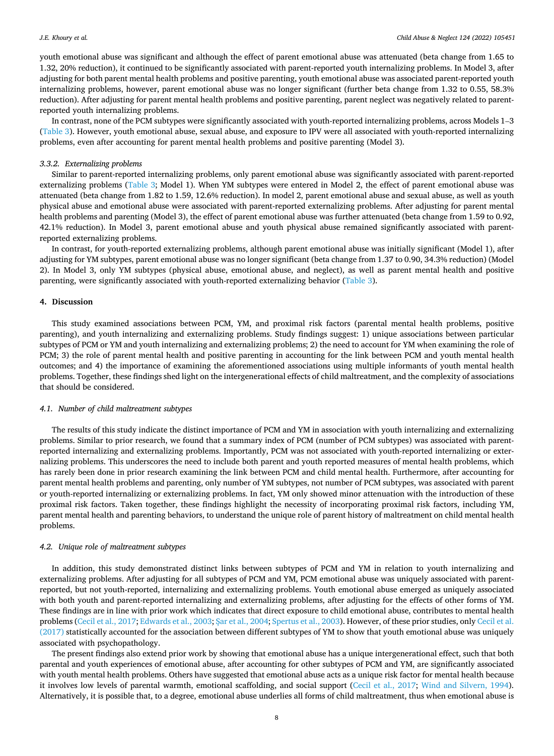youth emotional abuse was significant and although the effect of parent emotional abuse was attenuated (beta change from 1.65 to 1.32, 20% reduction), it continued to be significantly associated with parent-reported youth internalizing problems. In Model 3, after adjusting for both parent mental health problems and positive parenting, youth emotional abuse was associated parent-reported youth internalizing problems, however, parent emotional abuse was no longer significant (further beta change from 1.32 to 0.55, 58.3% reduction). After adjusting for parent mental health problems and positive parenting, parent neglect was negatively related to parent-reported youth internalizing problems.

In contrast, none of the PCM subtypes were significantly associated with youth-reported internalizing problems, across Models 1–3 (Table 3). However, youth emotional abuse, sexual abuse, and exposure to IPV were all associated with youth-reported internalizing problems, even after accounting for parent mental health problems and positive parenting (Model 3).

#### *3.3.2. Externalizing problems*

Similar to parent-reported internalizing problems, only parent emotional abuse was significantly associated with parent-reported externalizing problems (Table 3; Model 1). When YM subtypes were entered in Model 2, the effect of parent emotional abuse was attenuated (beta change from 1.82 to 1.59, 12.6% reduction). In model 2, parent emotional abuse and sexual abuse, as well as youth physical abuse and emotional abuse were associated with parent-reported externalizing problems. After adjusting for parent mental health problems and parenting (Model 3), the effect of parent emotional abuse was further attenuated (beta change from 1.59 to 0.92, 42.1% reduction). In Model 3, parent emotional abuse and youth physical abuse remained significantly associated with parent-reported externalizing problems.

In contrast, for youth-reported externalizing problems, although parent emotional abuse was initially significant (Model 1), after adjusting for YM subtypes, parent emotional abuse was no longer significant (beta change from 1.37 to 0.90, 34.3% reduction) (Model 2). In Model 3, only YM subtypes (physical abuse, emotional abuse, and neglect), as well as parent mental health and positive parenting, were significantly associated with youth-reported externalizing behavior (Table 3).

## 4. Discussion

This study examined associations between PCM, YM, and proximal risk factors (parental mental health problems, positive parenting), and youth internalizing and externalizing problems. Study findings suggest: 1) unique associations between particular subtypes of PCM or YM and youth internalizing and externalizing problems; 2) the need to account for YM when examining the role of PCM; 3) the role of parent mental health and positive parenting in accounting for the link between PCM and youth mental health outcomes; and 4) the importance of examining the aforementioned associations using multiple informants of youth mental health problems. Together, these findings shed light on the intergenerational effects of child maltreatment, and the complexity of associations that should be considered.

### *4.1. Number of child maltreatment subtypes*

The results of this study indicate the distinct importance of PCM and YM in association with youth internalizing and externalizing problems. Similar to prior research, we found that a summary index of PCM (number of PCM subtypes) was associated with parent-reported internalizing and externalizing problems. Importantly, PCM was not associated with youth-reported internalizing or externalizing problems. This underscores the need to include both parent and youth reported measures of mental health problems, which has rarely been done in prior research examining the link between PCM and child mental health. Furthermore, after accounting for parent mental health problems and parenting, only number of YM subtypes, not number of PCM subtypes, was associated with parent or youth-reported internalizing or externalizing problems. In fact, YM only showed minor attenuation with the introduction of these proximal risk factors. Taken together, these findings highlight the necessity of incorporating proximal risk factors, including YM, parent mental health and parenting behaviors, to understand the unique role of parent history of maltreatment on child mental health problems.

### *4.2. Unique role of maltreatment subtypes*

In addition, this study demonstrated distinct links between subtypes of PCM and YM in relation to youth internalizing and externalizing problems. After adjusting for all subtypes of PCM and YM, PCM emotional abuse was uniquely associated with parent-reported, but not youth-reported, internalizing and externalizing problems. Youth emotional abuse emerged as uniquely associated with both youth and parent-reported internalizing and externalizing problems, after adjusting for the effects of other forms of YM. These findings are in line with prior work which indicates that direct exposure to child emotional abuse, contributes to mental health problems (Cecil et al., 2017; Edwards et al., 2003; Şar et al., 2004; Spertus et al., 2003). However, of these prior studies, only Cecil et al. (2017) statistically accounted for the association between different subtypes of YM to show that youth emotional abuse was uniquely associated with psychopathology.

The present findings also extend prior work by showing that emotional abuse has a unique intergenerational effect, such that both parental and youth experiences of emotional abuse, after accounting for other subtypes of PCM and YM, are significantly associated with youth mental health problems. Others have suggested that emotional abuse acts as a unique risk factor for mental health because it involves low levels of parental warmth, emotional scaffolding, and social support (Cecil et al., 2017; Wind and Silvern, 1994). Alternatively, it is possible that, to a degree, emotional abuse underlies all forms of child maltreatment, thus when emotional abuse is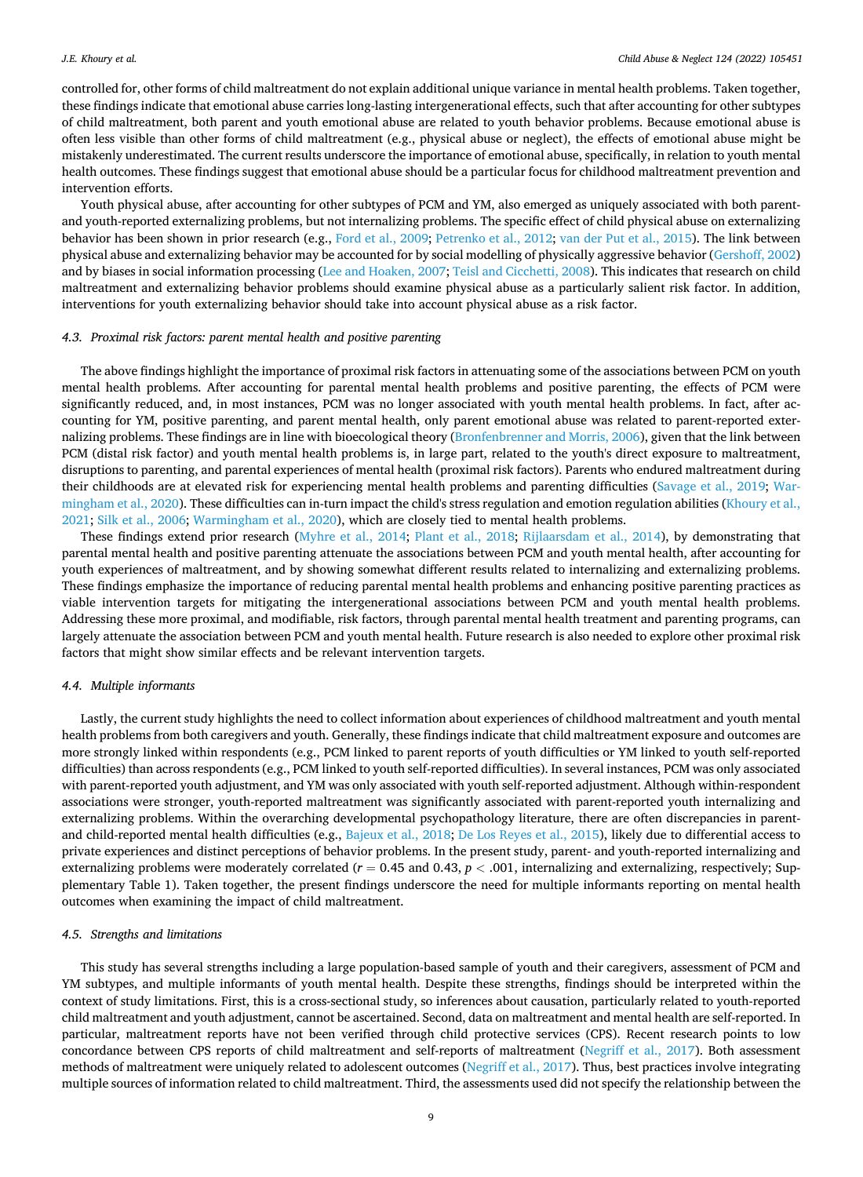controlled for, other forms of child maltreatment do not explain additional unique variance in mental health problems. Taken together, these findings indicate that emotional abuse carries long-lasting intergenerational effects, such that after accounting for other subtypes of child maltreatment, both parent and youth emotional abuse are related to youth behavior problems. Because emotional abuse is often less visible than other forms of child maltreatment (e.g., physical abuse or neglect), the effects of emotional abuse might be mistakenly underestimated. The current results underscore the importance of emotional abuse, specifically, in relation to youth mental health outcomes. These findings suggest that emotional abuse should be a particular focus for childhood maltreatment prevention and intervention efforts.

Youth physical abuse, after accounting for other subtypes of PCM and YM, also emerged as uniquely associated with both parent- and youth-reported externalizing problems, but not internalizing problems. The specific effect of child physical abuse on externalizing behavior has been shown in prior research (e.g., Ford et al., 2009; Petrenko et al., 2012; van der Put et al., 2015). The link between physical abuse and externalizing behavior may be accounted for by social modelling of physically aggressive behavior (Gershoff, 2002) and by biases in social information processing (Lee and Hoaken, 2007; Teisl and Cicchetti, 2008). This indicates that research on child maltreatment and externalizing behavior problems should examine physical abuse as a particularly salient risk factor. In addition, interventions for youth externalizing behavior should take into account physical abuse as a risk factor.

### 4.3. Proximal risk factors: parent mental health and positive parenting

The above findings highlight the importance of proximal risk factors in attenuating some of the associations between PCM on youth mental health problems. After accounting for parental mental health problems and positive parenting, the effects of PCM were significantly reduced, and, in most instances, PCM was no longer associated with youth mental health problems. In fact, after accounting for YM, positive parenting, and parent mental health, only parent emotional abuse was related to parent-reported externalizing problems. These findings are in line with bioecological theory (Bronfenbrenner and Morris, 2006), given that the link between PCM (distal risk factor) and youth mental health problems is, in large part, related to the youth's direct exposure to maltreatment, disruptions to parenting, and parental experiences of mental health (proximal risk factors). Parents who endured maltreatment during their childhoods are at elevated risk for experiencing mental health problems and parenting difficulties (Savage et al., 2019; Warmingham et al., 2020). These difficulties can in-turn impact the child's stress regulation and emotion regulation abilities (Khoury et al., 2021; Silk et al., 2006; Warmingham et al., 2020), which are closely tied to mental health problems.

These findings extend prior research (Myhre et al., 2014; Plant et al., 2018; Rijlaarsdam et al., 2014), by demonstrating that parental mental health and positive parenting attenuate the associations between PCM and youth mental health, after accounting for youth experiences of maltreatment, and by showing somewhat different results related to internalizing and externalizing problems. These findings emphasize the importance of reducing parental mental health problems and enhancing positive parenting practices as viable intervention targets for mitigating the intergenerational associations between PCM and youth mental health problems. Addressing these more proximal, and modifiable, risk factors, through parental mental health treatment and parenting programs, can largely attenuate the association between PCM and youth mental health. Future research is also needed to explore other proximal risk factors that might show similar effects and be relevant intervention targets.

### 4.4. Multiple informants

Lastly, the current study highlights the need to collect information about experiences of childhood maltreatment and youth mental health problems from both caregivers and youth. Generally, these findings indicate that child maltreatment exposure and outcomes are more strongly linked within respondents (e.g., PCM linked to parent reports of youth difficulties or YM linked to youth self-reported difficulties) than across respondents (e.g., PCM linked to youth self-reported difficulties). In several instances, PCM was only associated with parent-reported youth adjustment, and YM was only associated with youth self-reported adjustment. Although within-respondent associations were stronger, youth-reported maltreatment was significantly associated with parent-reported youth internalizing and externalizing problems. Within the overarching developmental psychopathology literature, there are often discrepancies in parent- and child-reported mental health difficulties (e.g., Bajeux et al., 2018; De Los Reyes et al., 2015), likely due to differential access to private experiences and distinct perceptions of behavior problems. In the present study, parent- and youth-reported internalizing and externalizing problems were moderately correlated ($r = 0.45$ and $0.43$, $p < .001$, internalizing and externalizing, respectively; Supplementary Table 1). Taken together, the present findings underscore the need for multiple informants reporting on mental health outcomes when examining the impact of child maltreatment.

### 4.5. Strengths and limitations

This study has several strengths including a large population-based sample of youth and their caregivers, assessment of PCM and YM subtypes, and multiple informants of youth mental health. Despite these strengths, findings should be interpreted within the context of study limitations. First, this is a cross-sectional study, so inferences about causation, particularly related to youth-reported child maltreatment and youth adjustment, cannot be ascertained. Second, data on maltreatment and mental health are self-reported. In particular, maltreatment reports have not been verified through child protective services (CPS). Recent research points to low concordance between CPS reports of child maltreatment and self-reports of maltreatment (Negriff et al., 2017). Both assessment methods of maltreatment were uniquely related to adolescent outcomes (Negriff et al., 2017). Thus, best practices involve integrating multiple sources of information related to child maltreatment. Third, the assessments used did not specify the relationship between the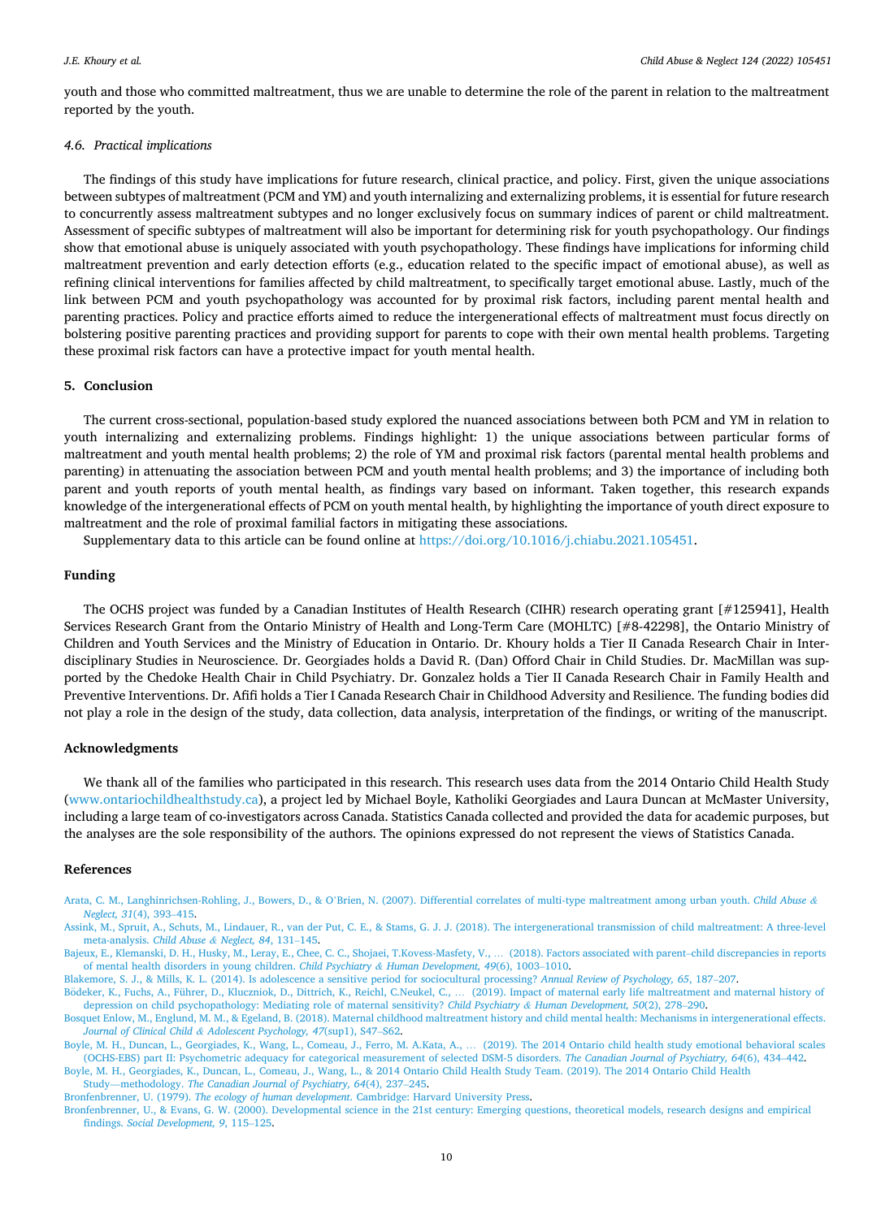youth and those who committed maltreatment, thus we are unable to determine the role of the parent in relation to the maltreatment reported by the youth.

### 4.6. Practical implications

The findings of this study have implications for future research, clinical practice, and policy. First, given the unique associations between subtypes of maltreatment (PCM and YM) and youth internalizing and externalizing problems, it is essential for future research to concurrently assess maltreatment subtypes and no longer exclusively focus on summary indices of parent or child maltreatment. Assessment of specific subtypes of maltreatment will also be important for determining risk for youth psychopathology. Our findings show that emotional abuse is uniquely associated with youth psychopathology. These findings have implications for informing child maltreatment prevention and early detection efforts (e.g., education related to the specific impact of emotional abuse), as well as refining clinical interventions for families affected by child maltreatment, to specifically target emotional abuse. Lastly, much of the link between PCM and youth psychopathology was accounted for by proximal risk factors, including parent mental health and parenting practices. Policy and practice efforts aimed to reduce the intergenerational effects of maltreatment must focus directly on bolstering positive parenting practices and providing support for parents to cope with their own mental health problems. Targeting these proximal risk factors can have a protective impact for youth mental health.

## 5. Conclusion

The current cross-sectional, population-based study explored the nuanced associations between both PCM and YM in relation to youth internalizing and externalizing problems. Findings highlight: 1) the unique associations between particular forms of maltreatment and youth mental health problems; 2) the role of YM and proximal risk factors (parental mental health problems and parenting) in attenuating the association between PCM and youth mental health problems; and 3) the importance of including both parent and youth reports of youth mental health, as findings vary based on informant. Taken together, this research expands knowledge of the intergenerational effects of PCM on youth mental health, by highlighting the importance of youth direct exposure to maltreatment and the role of proximal familial factors in mitigating these associations.

Supplementary data to this article can be found online at https://doi.org/10.1016/j.chiabu.2021.105451.

## Funding

The OCHS project was funded by a Canadian Institutes of Health Research (CIHR) research operating grant [#125941], Health Services Research Grant from the Ontario Ministry of Health and Long-Term Care (MOHLTC) [#8-42298], the Ontario Ministry of Children and Youth Services and the Ministry of Education in Ontario. Dr. Khoury holds a Tier II Canada Research Chair in Interdisciplinary Studies in Neuroscience. Dr. Georgiades holds a David R. (Dan) Offord Chair in Child Studies. Dr. MacMillan was supported by the Chedoke Health Chair in Child Psychiatry. Dr. Gonzalez holds a Tier II Canada Research Chair in Family Health and Preventive Interventions. Dr. Afifi holds a Tier I Canada Research Chair in Childhood Adversity and Resilience. The funding bodies did not play a role in the design of the study, data collection, data analysis, interpretation of the findings, or writing of the manuscript.

## Acknowledgments

We thank all of the families who participated in this research. This research uses data from the 2014 Ontario Child Health Study (www.ontariochildhealthstudy.ca), a project led by Michael Boyle, Katholiki Georgiades and Laura Duncan at McMaster University, including a large team of co-investigators across Canada. Statistics Canada collected and provided the data for academic purposes, but the analyses are the sole responsibility of the authors. The opinions expressed do not represent the views of Statistics Canada.

## References

Arata, C. M., Langhinrichsen-Rohling, J., Bowers, D., & O'Brien, N. (2007). Differential correlates of multi-type maltreatment among urban youth. *Child Abuse & Neglect, 31*(4), 393–415.

Assink, M., Spruit, A., Schuts, M., Lindauer, R., van der Put, C. E., & Stams, G. J. J. (2018). The intergenerational transmission of child maltreatment: A three-level meta-analysis. *Child Abuse & Neglect, 84*, 131–145.

Bajeux, E., Klemanski, D. H., Husky, M., Leray, E., Chee, C. C., Shojaei, T.Kovess-Masfety, V., … (2018). Factors associated with parent–child discrepancies in reports of mental health disorders in young children. *Child Psychiatry & Human Development, 49*(6), 1003–1010.

Blakemore, S. J., & Mills, K. L. (2014). Is adolescence a sensitive period for sociocultural processing? *Annual Review of Psychology, 65*, 187–207.

Bödeker, K., Fuchs, A., Führer, D., Kluczniok, D., Dittrich, K., Reichl, C.Neukel, C., … (2019). Impact of maternal early life maltreatment and maternal history of depression on child psychopathology: Mediating role of maternal sensitivity? *Child Psychiatry & Human Development, 50*(2), 278–290.

Bosquet Enlow, M., Englund, M. M., & Egeland, B. (2018). Maternal childhood maltreatment history and child mental health: Mechanisms in intergenerational effects. *Journal of Clinical Child & Adolescent Psychology, 47*(sup1), S47–S62.

Boyle, M. H., Duncan, L., Georgiades, K., Wang, L., Comeau, J., Ferro, M. A.Kata, A., … (2019). The 2014 Ontario child health study emotional behavioral scales (OCHS-EBS) part II: Psychometric adequacy for categorical measurement of selected DSM-5 disorders. *The Canadian Journal of Psychiatry, 64*(6), 434–442.

Boyle, M. H., Georgiades, K., Duncan, L., Comeau, J., Wang, L., & 2014 Ontario Child Health Study Team. (2019). The 2014 Ontario Child Health Study—methodology. *The Canadian Journal of Psychiatry, 64*(4), 237–245.

Bronfenbrenner, U. (1979). *The ecology of human development*. Cambridge: Harvard University Press.

Bronfenbrenner, U., & Evans, G. W. (2000). Developmental science in the 21st century: Emerging questions, theoretical models, research designs and empirical findings. *Social Development, 9*, 115–125.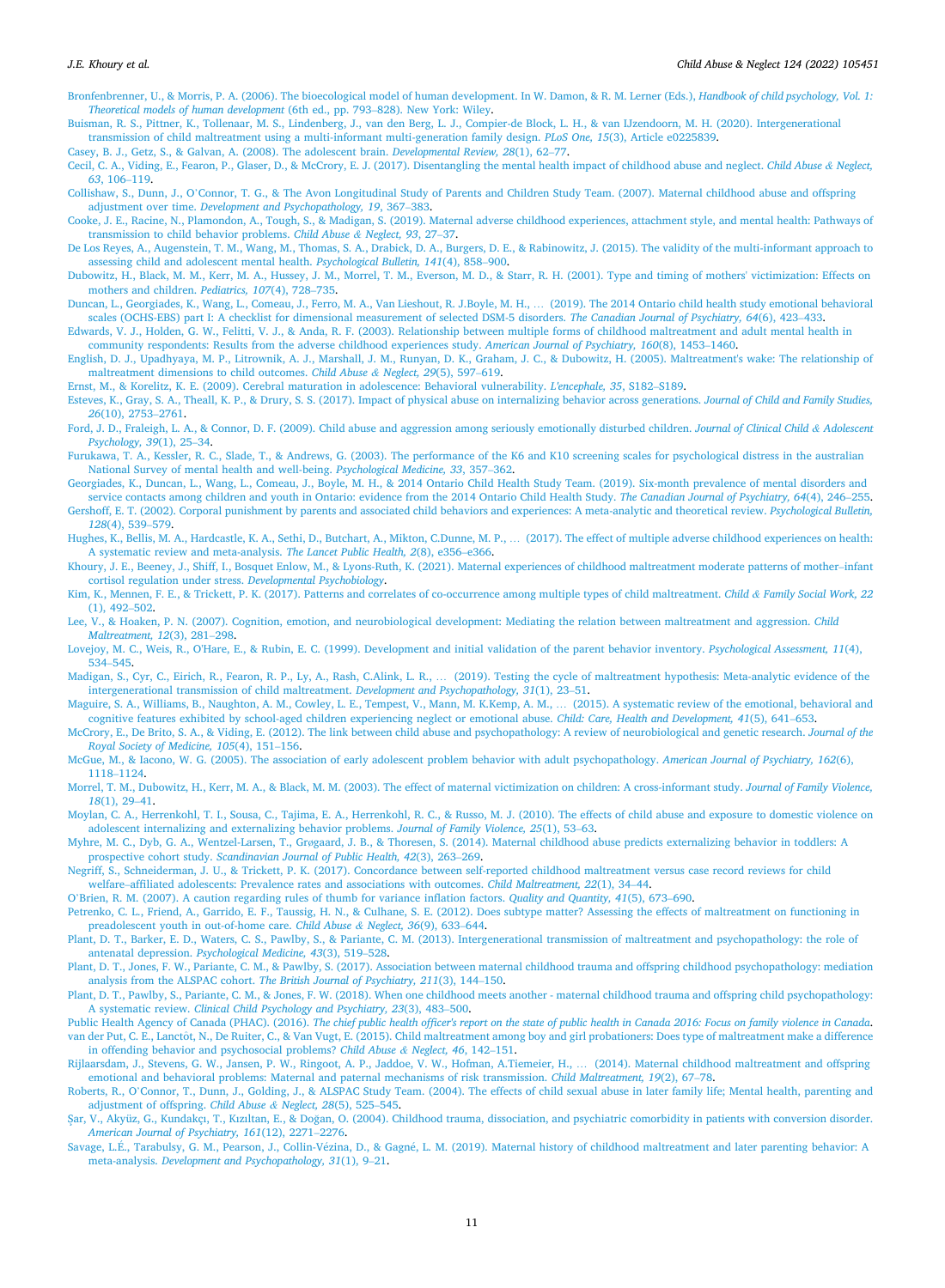Bronfenbrenner, U., & Morris, P. A. (2006). The bioecological model of human development. In W. Damon, & R. M. Lerner (Eds.), *Handbook of child psychology, Vol. 1: Theoretical models of human development* (6th ed., pp. 793–828). New York: Wiley.

Buisman, R. S., Pittner, K., Tollenaar, M. S., Lindenberg, J., van den Berg, L. J., Compier-de Block, L. H., & van IJzendoorn, M. H. (2020). Intergenerational transmission of child maltreatment using a multi-informant multi-generation family design. *PLoS One, 15*(3), Article e0225839.

Casey, B. J., Getz, S., & Galvan, A. (2008). The adolescent brain. *Developmental Review, 28*(1), 62–77.

Cecil, C. A., Viding, E., Fearon, P., Glaser, D., & McCrory, E. J. (2017). Disentangling the mental health impact of childhood abuse and neglect. *Child Abuse & Neglect, 63*, 106–119.

Collishaw, S., Dunn, J., O'Connor, T. G., & The Avon Longitudinal Study of Parents and Children Study Team. (2007). Maternal childhood abuse and offspring adjustment over time. *Development and Psychopathology, 19*, 367–383.

Cooke, J. E., Racine, N., Plamondon, A., Tough, S., & Madigan, S. (2019). Maternal adverse childhood experiences, attachment style, and mental health: Pathways of transmission to child behavior problems. *Child Abuse & Neglect, 93*, 27–37.

De Los Reyes, A., Augenstein, T. M., Wang, M., Thomas, S. A., Drabick, D. A., Burgers, D. E., & Rabinowitz, J. (2015). The validity of the multi-informant approach to assessing child and adolescent mental health. *Psychological Bulletin, 141*(4), 858–900.

Dubowitz, H., Black, M. M., Kerr, M. A., Hussey, J. M., Morrel, T. M., Everson, M. D., & Starr, R. H. (2001). Type and timing of mothers' victimization: Effects on mothers and children. *Pediatrics, 107*(4), 728–735.

Duncan, L., Georgiades, K., Wang, L., Comeau, J., Ferro, M. A., Van Lieshout, R. J.Boyle, M. H., … (2019). The 2014 Ontario child health study emotional behavioral scales (OCHS-EBS) part I: A checklist for dimensional measurement of selected DSM-5 disorders. *The Canadian Journal of Psychiatry, 64*(6), 423–433.

Edwards, V. J., Holden, G. W., Felitti, V. J., & Anda, R. F. (2003). Relationship between multiple forms of childhood maltreatment and adult mental health in community respondents: Results from the adverse childhood experiences study. *American Journal of Psychiatry, 160*(8), 1453–1460.

English, D. J., Upadhyaya, M. P., Litrownik, A. J., Marshall, J. M., Runyan, D. K., Graham, J. C., & Dubowitz, H. (2005). Maltreatment's wake: The relationship of maltreatment dimensions to child outcomes. *Child Abuse & Neglect, 29*(5), 597–619.

Ernst, M., & Korelitz, K. E. (2009). Cerebral maturation in adolescence: Behavioral vulnerability. *L'encephale, 35*, S182–S189.

Esteves, K., Gray, S. A., Theall, K. P., & Drury, S. S. (2017). Impact of physical abuse on internalizing behavior across generations. *Journal of Child and Family Studies, 26*(10), 2753–2761.

Ford, J. D., Fraleigh, L. A., & Connor, D. F. (2009). Child abuse and aggression among seriously emotionally disturbed children. *Journal of Clinical Child & Adolescent Psychology, 39*(1), 25–34.

Furukawa, T. A., Kessler, R. C., Slade, T., & Andrews, G. (2003). The performance of the K6 and K10 screening scales for psychological distress in the australian National Survey of mental health and well-being. *Psychological Medicine, 33*, 357–362.

Georgiades, K., Duncan, L., Wang, L., Comeau, J., Boyle, M. H., & 2014 Ontario Child Health Study Team. (2019). Six-month prevalence of mental disorders and service contacts among children and youth in Ontario: evidence from the 2014 Ontario Child Health Study. *The Canadian Journal of Psychiatry, 64*(4), 246–255.

Gershoff, E. T. (2002). Corporal punishment by parents and associated child behaviors and experiences: A meta-analytic and theoretical review. *Psychological Bulletin, 128*(4), 539–579.

Hughes, K., Bellis, M. A., Hardcastle, K. A., Sethi, D., Butchart, A., Mikton, C.Dunne, M. P., … (2017). The effect of multiple adverse childhood experiences on health: A systematic review and meta-analysis. *The Lancet Public Health, 2*(8), e356–e366.

Khoury, J. E., Beeney, J., Shiff, I., Bosquet Enlow, M., & Lyons-Ruth, K. (2021). Maternal experiences of childhood maltreatment moderate patterns of mother–infant cortisol regulation under stress. *Developmental Psychobiology*.

Kim, K., Mennen, F. E., & Trickett, P. K. (2017). Patterns and correlates of co-occurrence among multiple types of child maltreatment. *Child & Family Social Work, 22*(1), 492–502.

Lee, V., & Hoaken, P. N. (2007). Cognition, emotion, and neurobiological development: Mediating the relation between maltreatment and aggression. *Child Maltreatment, 12*(3), 281–298.

Lovejoy, M. C., Weis, R., O'Hare, E., & Rubin, E. C. (1999). Development and initial validation of the parent behavior inventory. *Psychological Assessment, 11*(4), 534–545.

Madigan, S., Cyr, C., Eirich, R., Fearon, R. P., Ly, A., Rash, C.Alink, L. R., … (2019). Testing the cycle of maltreatment hypothesis: Meta-analytic evidence of the intergenerational transmission of child maltreatment. *Development and Psychopathology, 31*(1), 23–51.

Maguire, S. A., Williams, B., Naughton, A. M., Cowley, L. E., Tempest, V., Mann, M. K.Kemp, A. M., … (2015). A systematic review of the emotional, behavioral and cognitive features exhibited by school-aged children experiencing neglect or emotional abuse. *Child: Care, Health and Development, 41*(5), 641–653.

McCrory, E., De Brito, S. A., & Viding, E. (2012). The link between child abuse and psychopathology: A review of neurobiological and genetic research. *Journal of the Royal Society of Medicine, 105*(4), 151–156.

McGue, M., & Iacono, W. G. (2005). The association of early adolescent problem behavior with adult psychopathology. *American Journal of Psychiatry, 162*(6), 1118–1124.

Morrel, T. M., Dubowitz, H., Kerr, M. A., & Black, M. M. (2003). The effect of maternal victimization on children: A cross-informant study. *Journal of Family Violence, 18*(1), 29–41.

Moylan, C. A., Herrenkohl, T. I., Sousa, C., Tajima, E. A., Herrenkohl, R. C., & Russo, M. J. (2010). The effects of child abuse and exposure to domestic violence on adolescent internalizing and externalizing behavior problems. *Journal of Family Violence, 25*(1), 53–63.

Myhre, M. C., Dyb, G. A., Wentzel-Larsen, T., Grøgaard, J. B., & Thoresen, S. (2014). Maternal childhood abuse predicts externalizing behavior in toddlers: A prospective cohort study. *Scandinavian Journal of Public Health, 42*(3), 263–269.

Negriff, S., Schneiderman, J. U., & Trickett, P. K. (2017). Concordance between self-reported childhood maltreatment versus case record reviews for child welfare–affiliated adolescents: Prevalence rates and associations with outcomes. *Child Maltreatment, 22*(1), 34–44.

O'Brien, R. M. (2007). A caution regarding rules of thumb for variance inflation factors. *Quality and Quantity, 41*(5), 673–690.

Petrenko, C. L., Friend, A., Garrido, E. F., Taussig, H. N., & Culhane, S. E. (2012). Does subtype matter? Assessing the effects of maltreatment on functioning in preadolescent youth in out-of-home care. *Child Abuse & Neglect, 36*(9), 633–644.

Plant, D. T., Barker, E. D., Waters, C. S., Pawlby, S., & Pariante, C. M. (2013). Intergenerational transmission of maltreatment and psychopathology: the role of antenatal depression. *Psychological Medicine, 43*(3), 519–528.

Plant, D. T., Jones, F. W., Pariante, C. M., & Pawlby, S. (2017). Association between maternal childhood trauma and offspring childhood psychopathology: mediation analysis from the ALSPAC cohort. *The British Journal of Psychiatry, 211*(3), 144–150.

Plant, D. T., Pawlby, S., Pariante, C. M., & Jones, F. W. (2018). When one childhood meets another - maternal childhood trauma and offspring child psychopathology: A systematic review. *Clinical Child Psychology and Psychiatry, 23*(3), 483–500.

Public Health Agency of Canada (PHAC). (2016). *The chief public health officer's report on the state of public health in Canada 2016: Focus on family violence in Canada*.

van der Put, C. E., Lanctôt, N., De Ruiter, C., & Van Vugt, E. (2015). Child maltreatment among boy and girl probationers: Does type of maltreatment make a difference in offending behavior and psychosocial problems? *Child Abuse & Neglect, 46*, 142–151.

Rijlaarsdam, J., Stevens, G. W., Jansen, P. W., Ringoot, A. P., Jaddoe, V. W., Hofman, A.Tiemeier, H., … (2014). Maternal childhood maltreatment and offspring emotional and behavioral problems: Maternal and paternal mechanisms of risk transmission. *Child Maltreatment, 19*(2), 67–78.

Roberts, R., O'Connor, T., Dunn, J., Golding, J., & ALSPAC Study Team. (2004). The effects of child sexual abuse in later family life; Mental health, parenting and adjustment of offspring. *Child Abuse & Neglect, 28*(5), 525–545.

Şar, V., Akyüz, G., Kundakçı, T., Kızıltan, E., & Doğan, O. (2004). Childhood trauma, dissociation, and psychiatric comorbidity in patients with conversion disorder. *American Journal of Psychiatry, 161*(12), 2271–2276.

Savage, L.É., Tarabulsy, G. M., Pearson, J., Collin-Vézina, D., & Gagné, L. M. (2019). Maternal history of childhood maltreatment and later parenting behavior: A meta-analysis. *Development and Psychopathology, 31*(1), 9–21.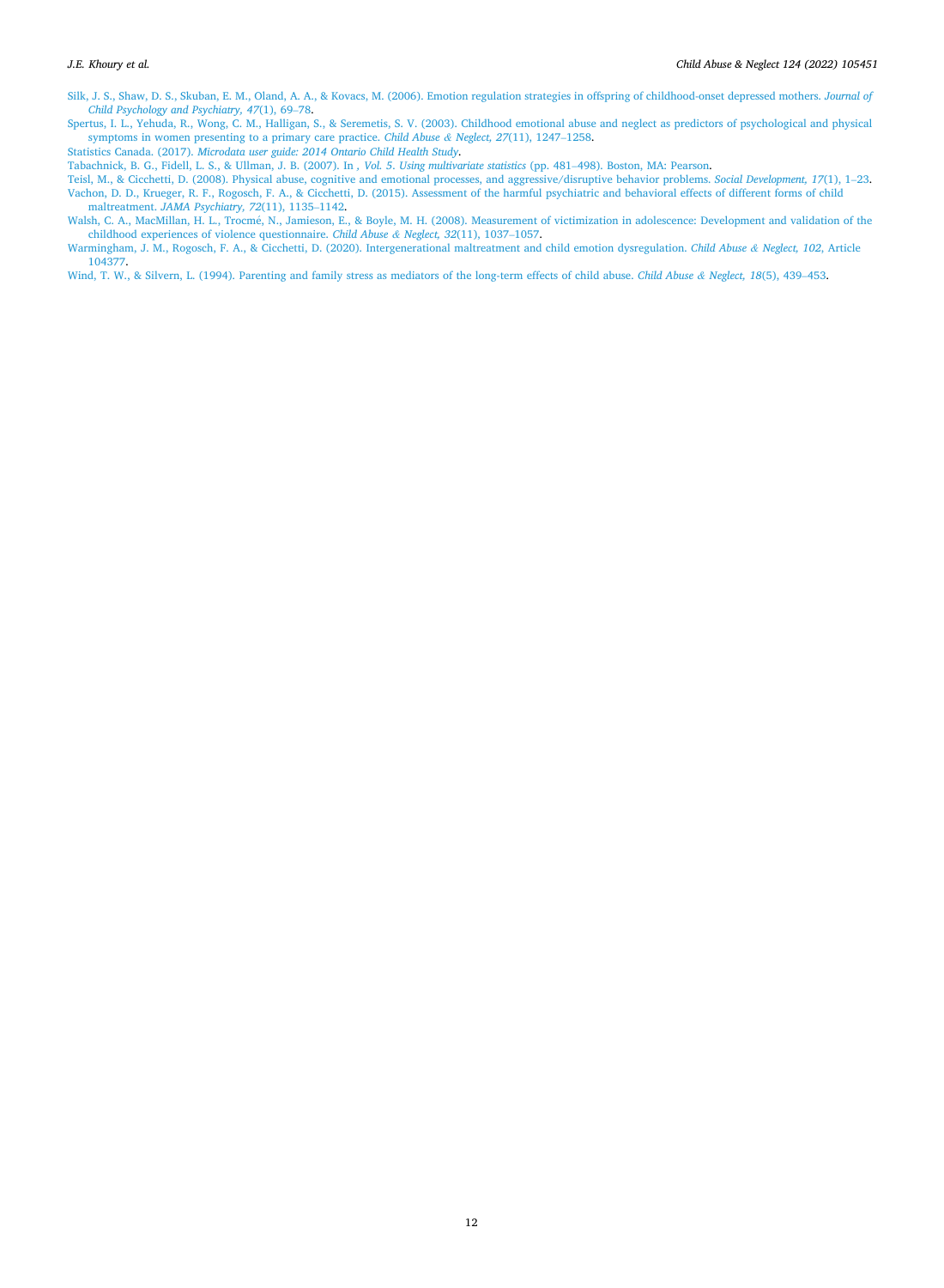Silk, J. S., Shaw, D. S., Skuban, E. M., Oland, A. A., & Kovacs, M. (2006). Emotion regulation strategies in offspring of childhood-onset depressed mothers. *Journal of Child Psychology and Psychiatry, 47*(1), 69–78.

Spertus, I. L., Yehuda, R., Wong, C. M., Halligan, S., & Seremetis, S. V. (2003). Childhood emotional abuse and neglect as predictors of psychological and physical symptoms in women presenting to a primary care practice. *Child Abuse & Neglect, 27*(11), 1247–1258.

Statistics Canada. (2017). *Microdata user guide: 2014 Ontario Child Health Study*.

Tabachnick, B. G., Fidell, L. S., & Ullman, J. B. (2007). In , *Vol. 5. Using multivariate statistics* (pp. 481–498). Boston, MA: Pearson.

Teisl, M., & Cicchetti, D. (2008). Physical abuse, cognitive and emotional processes, and aggressive/disruptive behavior problems. *Social Development, 17*(1), 1–23.

Vachon, D. D., Krueger, R. F., Rogosch, F. A., & Cicchetti, D. (2015). Assessment of the harmful psychiatric and behavioral effects of different forms of child maltreatment. *JAMA Psychiatry, 72*(11), 1135–1142.

Walsh, C. A., MacMillan, H. L., Trocmé, N., Jamieson, E., & Boyle, M. H. (2008). Measurement of victimization in adolescence: Development and validation of the childhood experiences of violence questionnaire. *Child Abuse & Neglect, 32*(11), 1037–1057.

Warmingham, J. M., Rogosch, F. A., & Cicchetti, D. (2020). Intergenerational maltreatment and child emotion dysregulation. *Child Abuse & Neglect, 102*, Article 104377.

Wind, T. W., & Silvern, L. (1994). Parenting and family stress as mediators of the long-term effects of child abuse. *Child Abuse & Neglect, 18*(5), 439–453.